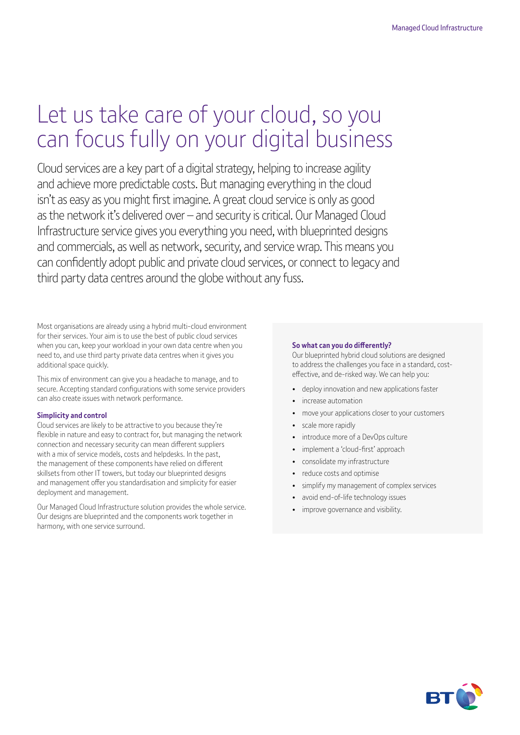# Let us take care of your cloud, so you can focus fully on your digital business

Cloud services are a key part of a digital strategy, helping to increase agility and achieve more predictable costs. But managing everything in the cloud isn't as easy as you might first imagine. A great cloud service is only as good as the network it's delivered over – and security is critical. Our Managed Cloud Infrastructure service gives you everything you need, with blueprinted designs and commercials, as well as network, security, and service wrap. This means you can confidently adopt public and private cloud services, or connect to legacy and third party data centres around the globe without any fuss.

Most organisations are already using a hybrid multi-cloud environment for their services. Your aim is to use the best of public cloud services when you can, keep your workload in your own data centre when you need to, and use third party private data centres when it gives you additional space quickly.

This mix of environment can give you a headache to manage, and to secure. Accepting standard configurations with some service providers can also create issues with network performance.

### Simplicity and control

Cloud services are likely to be attractive to you because they're flexible in nature and easy to contract for, but managing the network connection and necessary security can mean different suppliers with a mix of service models, costs and helpdesks. In the past, the management of these components have relied on different skillsets from other IT towers, but today our blueprinted designs and management offer you standardisation and simplicity for easier deployment and management.

Our Managed Cloud Infrastructure solution provides the whole service. Our designs are blueprinted and the components work together in harmony, with one service surround.

### So what can you do differently?

Our blueprinted hybrid cloud solutions are designed to address the challenges you face in a standard, cost-effective, and de-risked way. We can help you:

- deploy innovation and new applications faster
- increase automation
- move your applications closer to your customers
- scale more rapidly
- introduce more of a DevOps culture
- implement a 'cloud-first' approach
- consolidate my infrastructure
- reduce costs and optimise
- simplify my management of complex services
- avoid end-of-life technology issues
- improve governance and visibility.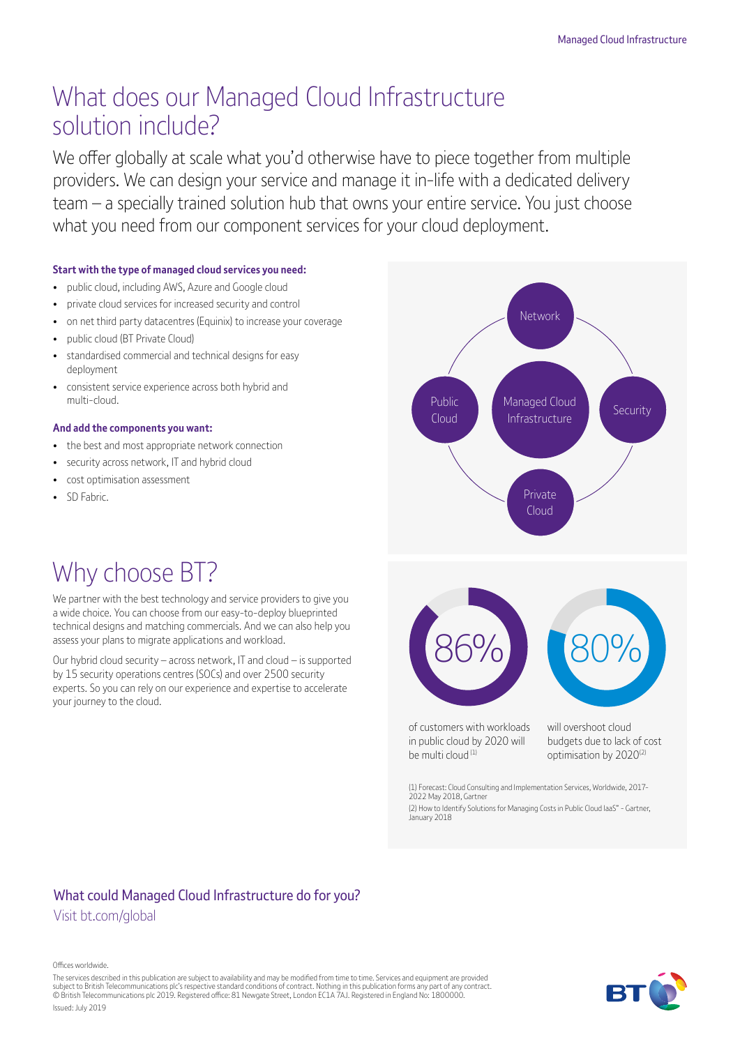# What does our Managed Cloud Infrastructure solution include?

We offer globally at scale what you'd otherwise have to piece together from multiple providers. We can design your service and manage it in-life with a dedicated delivery team – a specially trained solution hub that owns your entire service. You just choose what you need from our component services for your cloud deployment.

**Start with the type of managed cloud services you need:**

- public cloud, including AWS, Azure and Google cloud
- private cloud services for increased security and control
- on net third party datacentres (Equinix) to increase your coverage
- public cloud (BT Private Cloud)
- standardised commercial and technical designs for easy deployment
- consistent service experience across both hybrid and multi-cloud.

**And add the components you want:**

- the best and most appropriate network connection
- security across network, IT and hybrid cloud
- cost optimisation assessment
- SD Fabric.

Network
Public Cloud
Managed Cloud Infrastructure
Security
Private Cloud

# Why choose BT?

We partner with the best technology and service providers to give you a wide choice. You can choose from our easy-to-deploy blueprinted technical designs and matching commercials. And we can also help you assess your plans to migrate applications and workload.

Our hybrid cloud security – across network, IT and cloud – is supported by 15 security operations centres (SOCs) and over 2500 security experts. So you can rely on our experience and expertise to accelerate your journey to the cloud.

86%

of customers with workloads in public cloud by 2020 will be multi cloud [1]

80%

will overshoot cloud budgets due to lack of cost optimisation by 2020 [2]

(1) Forecast: Cloud Consulting and Implementation Services, Worldwide, 2017-2022 May 2018, Gartner

(2) How to Identify Solutions for Managing Costs in Public Cloud IaaS" - Gartner, January 2018

## What could Managed Cloud Infrastructure do for you?

Visit bt.com/global

Offices worldwide.

The services described in this publication are subject to availability and may be modified from time to time. Services and equipment are provided subject to British Telecommunications plc's respective standard conditions of contract. Nothing in this publication forms any part of any contract.
© British Telecommunications plc 2019. Registered office: 81 Newgate Street, London EC1A 7AJ. Registered in England No: 1800000.

Issued: July 2019